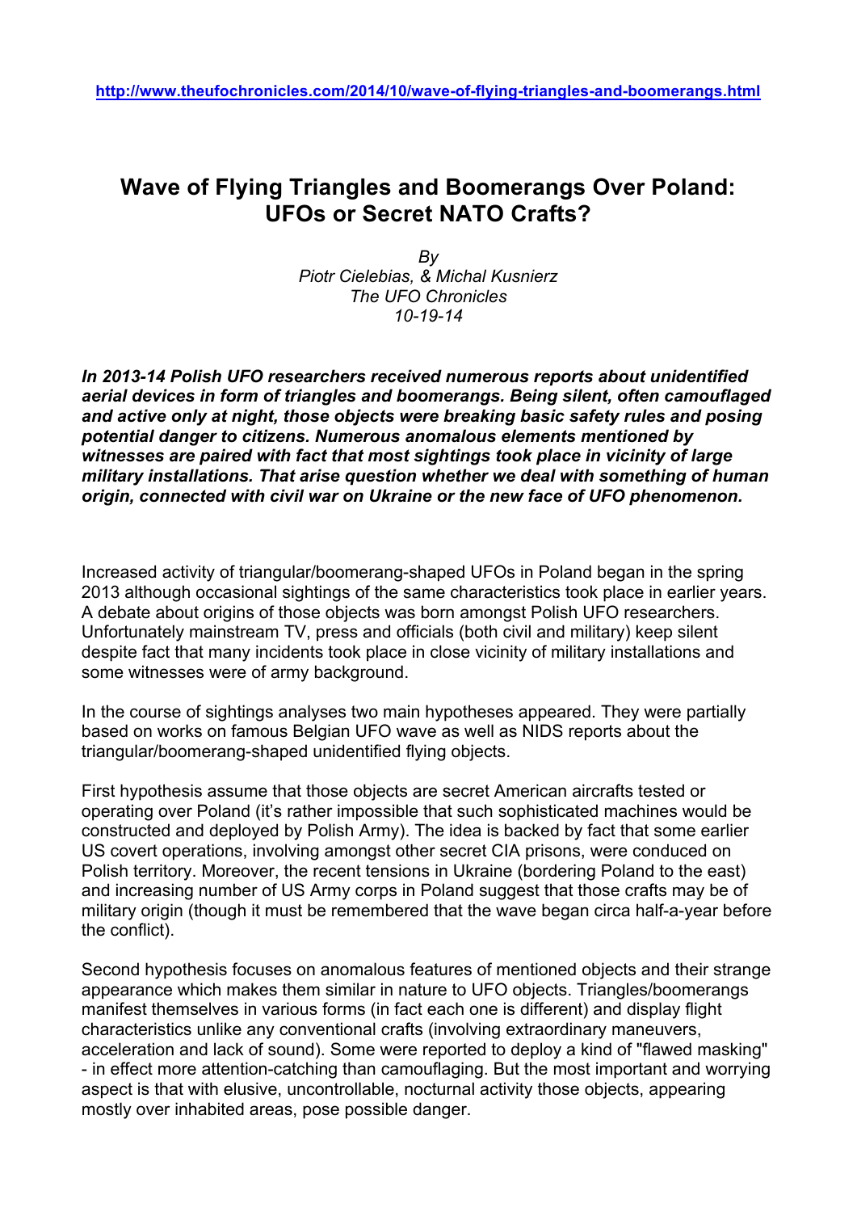http://www.theufochronicles.com/2014/10/wave-of-flying-triangles-and-boomerangs.html

# Wave of Flying Triangles and Boomerangs Over Poland: UFOs or Secret NATO Crafts?

*By*
*Piotr Cielebias, & Michal Kusnierz*
*The UFO Chronicles*
*10-19-14*

***In 2013-14 Polish UFO researchers received numerous reports about unidentified aerial devices in form of triangles and boomerangs. Being silent, often camouflaged and active only at night, those objects were breaking basic safety rules and posing potential danger to citizens. Numerous anomalous elements mentioned by witnesses are paired with fact that most sightings took place in vicinity of large military installations. That arise question whether we deal with something of human origin, connected with civil war on Ukraine or the new face of UFO phenomenon.***

Increased activity of triangular/boomerang-shaped UFOs in Poland began in the spring 2013 although occasional sightings of the same characteristics took place in earlier years. A debate about origins of those objects was born amongst Polish UFO researchers. Unfortunately mainstream TV, press and officials (both civil and military) keep silent despite fact that many incidents took place in close vicinity of military installations and some witnesses were of army background.

In the course of sightings analyses two main hypotheses appeared. They were partially based on works on famous Belgian UFO wave as well as NIDS reports about the triangular/boomerang-shaped unidentified flying objects.

First hypothesis assume that those objects are secret American aircrafts tested or operating over Poland (it's rather impossible that such sophisticated machines would be constructed and deployed by Polish Army). The idea is backed by fact that some earlier US covert operations, involving amongst other secret CIA prisons, were conduced on Polish territory. Moreover, the recent tensions in Ukraine (bordering Poland to the east) and increasing number of US Army corps in Poland suggest that those crafts may be of military origin (though it must be remembered that the wave began circa half-a-year before the conflict).

Second hypothesis focuses on anomalous features of mentioned objects and their strange appearance which makes them similar in nature to UFO objects. Triangles/boomerangs manifest themselves in various forms (in fact each one is different) and display flight characteristics unlike any conventional crafts (involving extraordinary maneuvers, acceleration and lack of sound). Some were reported to deploy a kind of "flawed masking" - in effect more attention-catching than camouflaging. But the most important and worrying aspect is that with elusive, uncontrollable, nocturnal activity those objects, appearing mostly over inhabited areas, pose possible danger.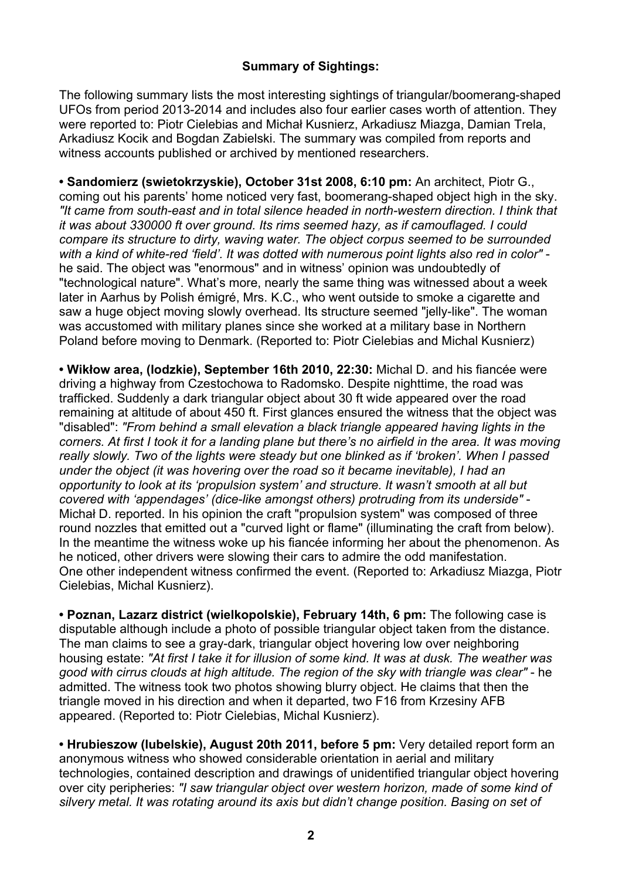**Summary of Sightings:**

The following summary lists the most interesting sightings of triangular/boomerang-shaped UFOs from period 2013-2014 and includes also four earlier cases worth of attention. They were reported to: Piotr Cielebias and Michał Kusnierz, Arkadiusz Miazga, Damian Trela, Arkadiusz Kocik and Bogdan Zabielski. The summary was compiled from reports and witness accounts published or archived by mentioned researchers.

**• Sandomierz (swietokrzyskie), October 31st 2008, 6:10 pm:** An architect, Piotr G., coming out his parents' home noticed very fast, boomerang-shaped object high in the sky. *"It came from south-east and in total silence headed in north-western direction. I think that it was about 330000 ft over ground. Its rims seemed hazy, as if camouflaged. I could compare its structure to dirty, waving water. The object corpus seemed to be surrounded with a kind of white-red 'field'. It was dotted with numerous point lights also red in color"* - he said. The object was "enormous" and in witness' opinion was undoubtedly of "technological nature". What's more, nearly the same thing was witnessed about a week later in Aarhus by Polish émigré, Mrs. K.C., who went outside to smoke a cigarette and saw a huge object moving slowly overhead. Its structure seemed "jelly-like". The woman was accustomed with military planes since she worked at a military base in Northern Poland before moving to Denmark. (Reported to: Piotr Cielebias and Michal Kusnierz)

**• Wikłow area, (lodzkie), September 16th 2010, 22:30:** Michal D. and his fiancée were driving a highway from Czestochowa to Radomsko. Despite nighttime, the road was trafficked. Suddenly a dark triangular object about 30 ft wide appeared over the road remaining at altitude of about 450 ft. First glances ensured the witness that the object was "disabled": *"From behind a small elevation a black triangle appeared having lights in the corners. At first I took it for a landing plane but there's no airfield in the area. It was moving really slowly. Two of the lights were steady but one blinked as if 'broken'. When I passed under the object (it was hovering over the road so it became inevitable), I had an opportunity to look at its 'propulsion system' and structure. It wasn't smooth at all but covered with 'appendages' (dice-like amongst others) protruding from its underside"* - Michał D. reported. In his opinion the craft "propulsion system" was composed of three round nozzles that emitted out a "curved light or flame" (illuminating the craft from below). In the meantime the witness woke up his fiancée informing her about the phenomenon. As he noticed, other drivers were slowing their cars to admire the odd manifestation. One other independent witness confirmed the event. (Reported to: Arkadiusz Miazga, Piotr Cielebias, Michal Kusnierz).

**• Poznan, Lazarz district (wielkopolskie), February 14th, 6 pm:** The following case is disputable although include a photo of possible triangular object taken from the distance. The man claims to see a gray-dark, triangular object hovering low over neighboring housing estate: *"At first I take it for illusion of some kind. It was at dusk. The weather was good with cirrus clouds at high altitude. The region of the sky with triangle was clear"* - he admitted. The witness took two photos showing blurry object. He claims that then the triangle moved in his direction and when it departed, two F16 from Krzesiny AFB appeared. (Reported to: Piotr Cielebias, Michal Kusnierz).

**• Hrubieszow (lubelskie), August 20th 2011, before 5 pm:** Very detailed report form an anonymous witness who showed considerable orientation in aerial and military technologies, contained description and drawings of unidentified triangular object hovering over city peripheries: *"I saw triangular object over western horizon, made of some kind of silvery metal. It was rotating around its axis but didn't change position. Basing on set of*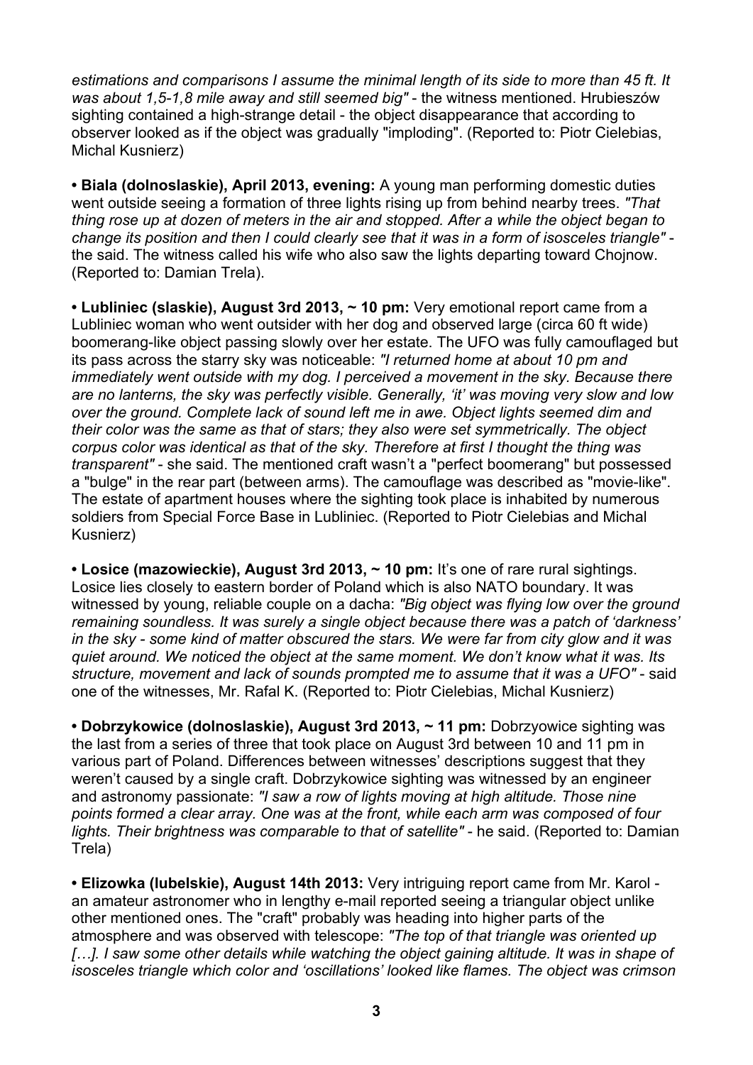*estimations and comparisons I assume the minimal length of its side to more than 45 ft. It was about 1,5-1,8 mile away and still seemed big"* - the witness mentioned. Hrubieszów sighting contained a high-strange detail - the object disappearance that according to observer looked as if the object was gradually "imploding". (Reported to: Piotr Cielebias, Michal Kusnierz)

**• Biala (dolnoslaskie), April 2013, evening:** A young man performing domestic duties went outside seeing a formation of three lights rising up from behind nearby trees. *"That thing rose up at dozen of meters in the air and stopped. After a while the object began to change its position and then I could clearly see that it was in a form of isosceles triangle"* - the said. The witness called his wife who also saw the lights departing toward Chojnow. (Reported to: Damian Trela).

**• Lubliniec (slaskie), August 3rd 2013, ~ 10 pm:** Very emotional report came from a Lubliniec woman who went outsider with her dog and observed large (circa 60 ft wide) boomerang-like object passing slowly over her estate. The UFO was fully camouflaged but its pass across the starry sky was noticeable: *"I returned home at about 10 pm and immediately went outside with my dog. I perceived a movement in the sky. Because there are no lanterns, the sky was perfectly visible. Generally, 'it' was moving very slow and low over the ground. Complete lack of sound left me in awe. Object lights seemed dim and their color was the same as that of stars; they also were set symmetrically. The object corpus color was identical as that of the sky. Therefore at first I thought the thing was transparent"* - she said. The mentioned craft wasn't a "perfect boomerang" but possessed a "bulge" in the rear part (between arms). The camouflage was described as "movie-like". The estate of apartment houses where the sighting took place is inhabited by numerous soldiers from Special Force Base in Lubliniec. (Reported to Piotr Cielebias and Michal Kusnierz)

**• Losice (mazowieckie), August 3rd 2013, ~ 10 pm:** It's one of rare rural sightings. Losice lies closely to eastern border of Poland which is also NATO boundary. It was witnessed by young, reliable couple on a dacha: *"Big object was flying low over the ground remaining soundless. It was surely a single object because there was a patch of 'darkness' in the sky - some kind of matter obscured the stars. We were far from city glow and it was quiet around. We noticed the object at the same moment. We don't know what it was. Its structure, movement and lack of sounds prompted me to assume that it was a UFO"* - said one of the witnesses, Mr. Rafal K. (Reported to: Piotr Cielebias, Michal Kusnierz)

**• Dobrzykowice (dolnoslaskie), August 3rd 2013, ~ 11 pm:** Dobrzyowice sighting was the last from a series of three that took place on August 3rd between 10 and 11 pm in various part of Poland. Differences between witnesses' descriptions suggest that they weren't caused by a single craft. Dobrzykowice sighting was witnessed by an engineer and astronomy passionate: *"I saw a row of lights moving at high altitude. Those nine points formed a clear array. One was at the front, while each arm was composed of four lights. Their brightness was comparable to that of satellite"* - he said. (Reported to: Damian Trela)

**• Elizowka (lubelskie), August 14th 2013:** Very intriguing report came from Mr. Karol - an amateur astronomer who in lengthy e-mail reported seeing a triangular object unlike other mentioned ones. The "craft" probably was heading into higher parts of the atmosphere and was observed with telescope: *"The top of that triangle was oriented up […]. I saw some other details while watching the object gaining altitude. It was in shape of isosceles triangle which color and 'oscillations' looked like flames. The object was crimson*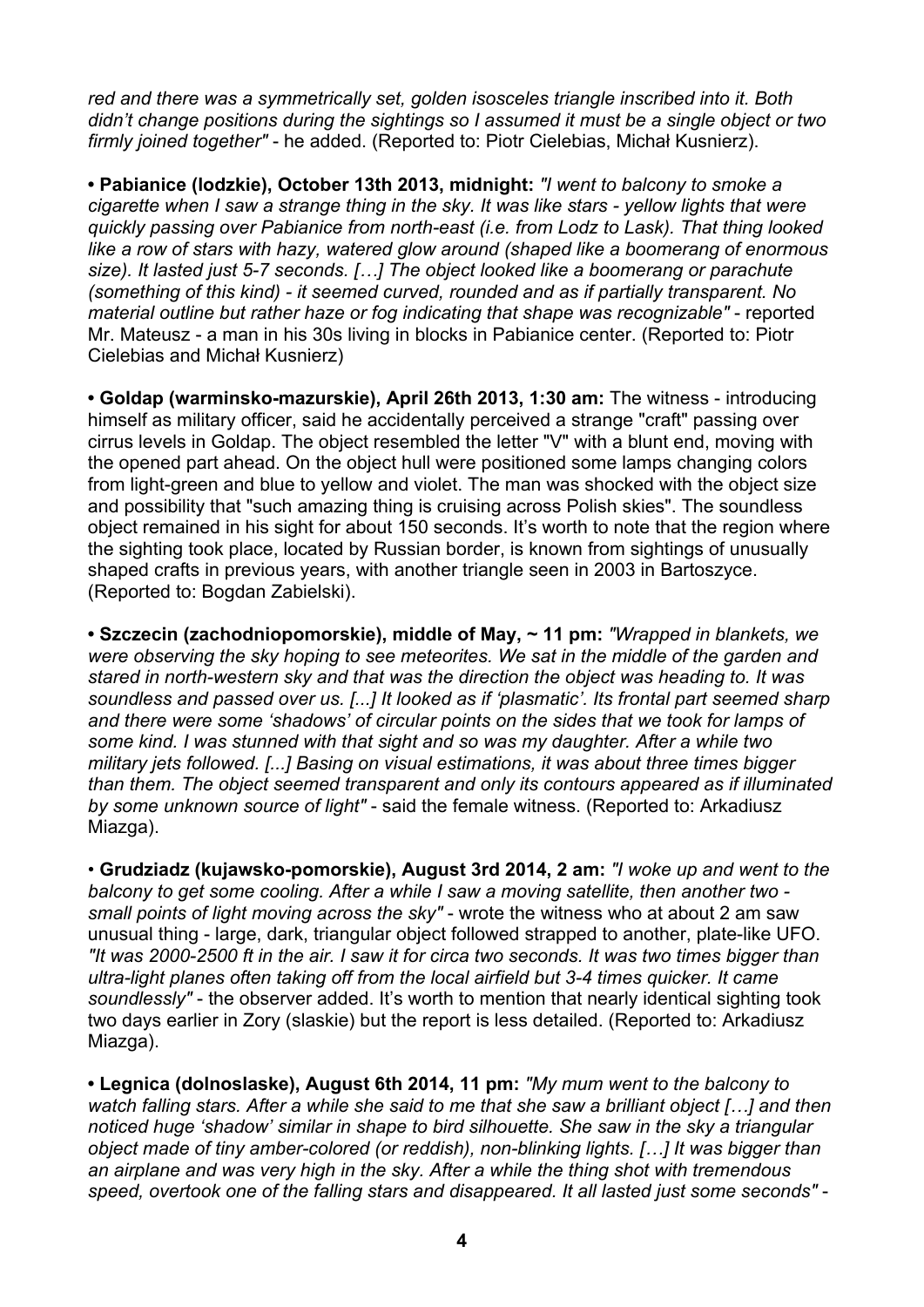*red and there was a symmetrically set, golden isosceles triangle inscribed into it. Both didn't change positions during the sightings so I assumed it must be a single object or two firmly joined together"* - he added. (Reported to: Piotr Cielebias, Michał Kusnierz).

**• Pabianice (lodzkie), October 13th 2013, midnight:** *"I went to balcony to smoke a cigarette when I saw a strange thing in the sky. It was like stars - yellow lights that were quickly passing over Pabianice from north-east (i.e. from Lodz to Lask). That thing looked like a row of stars with hazy, watered glow around (shaped like a boomerang of enormous size). It lasted just 5-7 seconds. […] The object looked like a boomerang or parachute (something of this kind) - it seemed curved, rounded and as if partially transparent. No material outline but rather haze or fog indicating that shape was recognizable"* - reported Mr. Mateusz - a man in his 30s living in blocks in Pabianice center. (Reported to: Piotr Cielebias and Michał Kusnierz)

**• Goldap (warminsko-mazurskie), April 26th 2013, 1:30 am:** The witness - introducing himself as military officer, said he accidentally perceived a strange "craft" passing over cirrus levels in Goldap. The object resembled the letter "V" with a blunt end, moving with the opened part ahead. On the object hull were positioned some lamps changing colors from light-green and blue to yellow and violet. The man was shocked with the object size and possibility that "such amazing thing is cruising across Polish skies". The soundless object remained in his sight for about 150 seconds. It's worth to note that the region where the sighting took place, located by Russian border, is known from sightings of unusually shaped crafts in previous years, with another triangle seen in 2003 in Bartoszyce. (Reported to: Bogdan Zabielski).

**• Szczecin (zachodniopomorskie), middle of May, ~ 11 pm:** *"Wrapped in blankets, we were observing the sky hoping to see meteorites. We sat in the middle of the garden and stared in north-western sky and that was the direction the object was heading to. It was soundless and passed over us. [...] It looked as if 'plasmatic'. Its frontal part seemed sharp and there were some 'shadows' of circular points on the sides that we took for lamps of some kind. I was stunned with that sight and so was my daughter. After a while two military jets followed. [...] Basing on visual estimations, it was about three times bigger than them. The object seemed transparent and only its contours appeared as if illuminated by some unknown source of light"* - said the female witness. (Reported to: Arkadiusz Miazga).

• **Grudziadz (kujawsko-pomorskie), August 3rd 2014, 2 am:** *"I woke up and went to the balcony to get some cooling. After a while I saw a moving satellite, then another two - small points of light moving across the sky"* - wrote the witness who at about 2 am saw unusual thing - large, dark, triangular object followed strapped to another, plate-like UFO. *"It was 2000-2500 ft in the air. I saw it for circa two seconds. It was two times bigger than ultra-light planes often taking off from the local airfield but 3-4 times quicker. It came soundlessly"* - the observer added. It's worth to mention that nearly identical sighting took two days earlier in Zory (slaskie) but the report is less detailed. (Reported to: Arkadiusz Miazga).

**• Legnica (dolnoslaske), August 6th 2014, 11 pm:** *"My mum went to the balcony to watch falling stars. After a while she said to me that she saw a brilliant object […] and then noticed huge 'shadow' similar in shape to bird silhouette. She saw in the sky a triangular object made of tiny amber-colored (or reddish), non-blinking lights. […] It was bigger than an airplane and was very high in the sky. After a while the thing shot with tremendous speed, overtook one of the falling stars and disappeared. It all lasted just some seconds"* -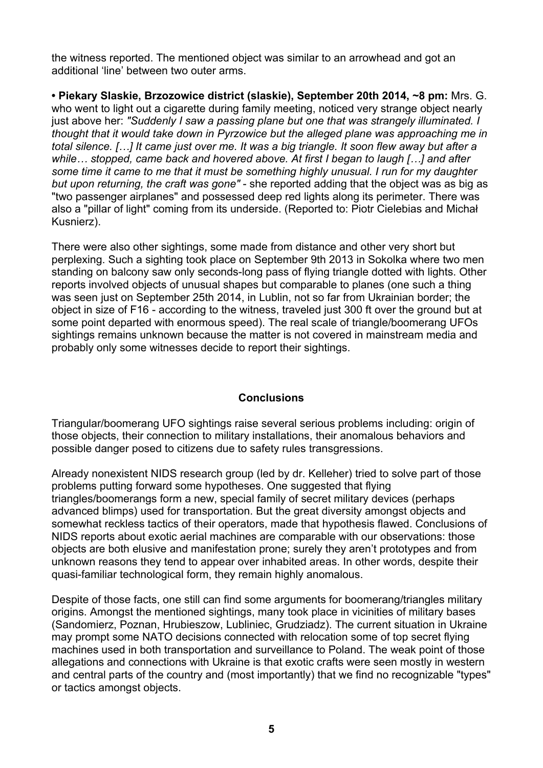the witness reported. The mentioned object was similar to an arrowhead and got an additional 'line' between two outer arms.

**• Piekary Slaskie, Brzozowice district (slaskie), September 20th 2014, ~8 pm:** Mrs. G. who went to light out a cigarette during family meeting, noticed very strange object nearly just above her: *"Suddenly I saw a passing plane but one that was strangely illuminated. I thought that it would take down in Pyrzowice but the alleged plane was approaching me in total silence. […] It came just over me. It was a big triangle. It soon flew away but after a while… stopped, came back and hovered above. At first I began to laugh […] and after some time it came to me that it must be something highly unusual. I run for my daughter but upon returning, the craft was gone"* - she reported adding that the object was as big as "two passenger airplanes" and possessed deep red lights along its perimeter. There was also a "pillar of light" coming from its underside. (Reported to: Piotr Cielebias and Michał Kusnierz).

There were also other sightings, some made from distance and other very short but perplexing. Such a sighting took place on September 9th 2013 in Sokolka where two men standing on balcony saw only seconds-long pass of flying triangle dotted with lights. Other reports involved objects of unusual shapes but comparable to planes (one such a thing was seen just on September 25th 2014, in Lublin, not so far from Ukrainian border; the object in size of F16 - according to the witness, traveled just 300 ft over the ground but at some point departed with enormous speed). The real scale of triangle/boomerang UFOs sightings remains unknown because the matter is not covered in mainstream media and probably only some witnesses decide to report their sightings.

## Conclusions

Triangular/boomerang UFO sightings raise several serious problems including: origin of those objects, their connection to military installations, their anomalous behaviors and possible danger posed to citizens due to safety rules transgressions.

Already nonexistent NIDS research group (led by dr. Kelleher) tried to solve part of those problems putting forward some hypotheses. One suggested that flying triangles/boomerangs form a new, special family of secret military devices (perhaps advanced blimps) used for transportation. But the great diversity amongst objects and somewhat reckless tactics of their operators, made that hypothesis flawed. Conclusions of NIDS reports about exotic aerial machines are comparable with our observations: those objects are both elusive and manifestation prone; surely they aren't prototypes and from unknown reasons they tend to appear over inhabited areas. In other words, despite their quasi-familiar technological form, they remain highly anomalous.

Despite of those facts, one still can find some arguments for boomerang/triangles military origins. Amongst the mentioned sightings, many took place in vicinities of military bases (Sandomierz, Poznan, Hrubieszow, Lubliniec, Grudziadz). The current situation in Ukraine may prompt some NATO decisions connected with relocation some of top secret flying machines used in both transportation and surveillance to Poland. The weak point of those allegations and connections with Ukraine is that exotic crafts were seen mostly in western and central parts of the country and (most importantly) that we find no recognizable "types" or tactics amongst objects.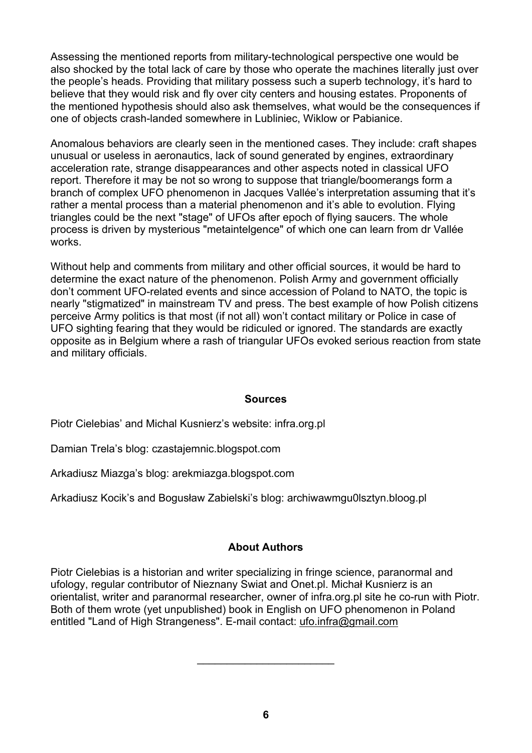Assessing the mentioned reports from military-technological perspective one would be also shocked by the total lack of care by those who operate the machines literally just over the people's heads. Providing that military possess such a superb technology, it's hard to believe that they would risk and fly over city centers and housing estates. Proponents of the mentioned hypothesis should also ask themselves, what would be the consequences if one of objects crash-landed somewhere in Lubliniec, Wiklow or Pabianice.

Anomalous behaviors are clearly seen in the mentioned cases. They include: craft shapes unusual or useless in aeronautics, lack of sound generated by engines, extraordinary acceleration rate, strange disappearances and other aspects noted in classical UFO report. Therefore it may be not so wrong to suppose that triangle/boomerangs form a branch of complex UFO phenomenon in Jacques Vallée's interpretation assuming that it's rather a mental process than a material phenomenon and it's able to evolution. Flying triangles could be the next "stage" of UFOs after epoch of flying saucers. The whole process is driven by mysterious "metaintelgence" of which one can learn from dr Vallée works.

Without help and comments from military and other official sources, it would be hard to determine the exact nature of the phenomenon. Polish Army and government officially don't comment UFO-related events and since accession of Poland to NATO, the topic is nearly "stigmatized" in mainstream TV and press. The best example of how Polish citizens perceive Army politics is that most (if not all) won't contact military or Police in case of UFO sighting fearing that they would be ridiculed or ignored. The standards are exactly opposite as in Belgium where a rash of triangular UFOs evoked serious reaction from state and military officials.

## Sources

Piotr Cielebias' and Michal Kusnierz's website: infra.org.pl

Damian Trela's blog: czastajemnic.blogspot.com

Arkadiusz Miazga's blog: arekmiazga.blogspot.com

Arkadiusz Kocik's and Bogusław Zabielski's blog: archiwawmgu0lsztyn.bloog.pl

## About Authors

Piotr Cielebias is a historian and writer specializing in fringe science, paranormal and ufology, regular contributor of Nieznany Swiat and Onet.pl. Michał Kusnierz is an orientalist, writer and paranormal researcher, owner of infra.org.pl site he co-run with Piotr. Both of them wrote (yet unpublished) book in English on UFO phenomenon in Poland entitled "Land of High Strangeness". E-mail contact: ufo.infra@gmail.com

---